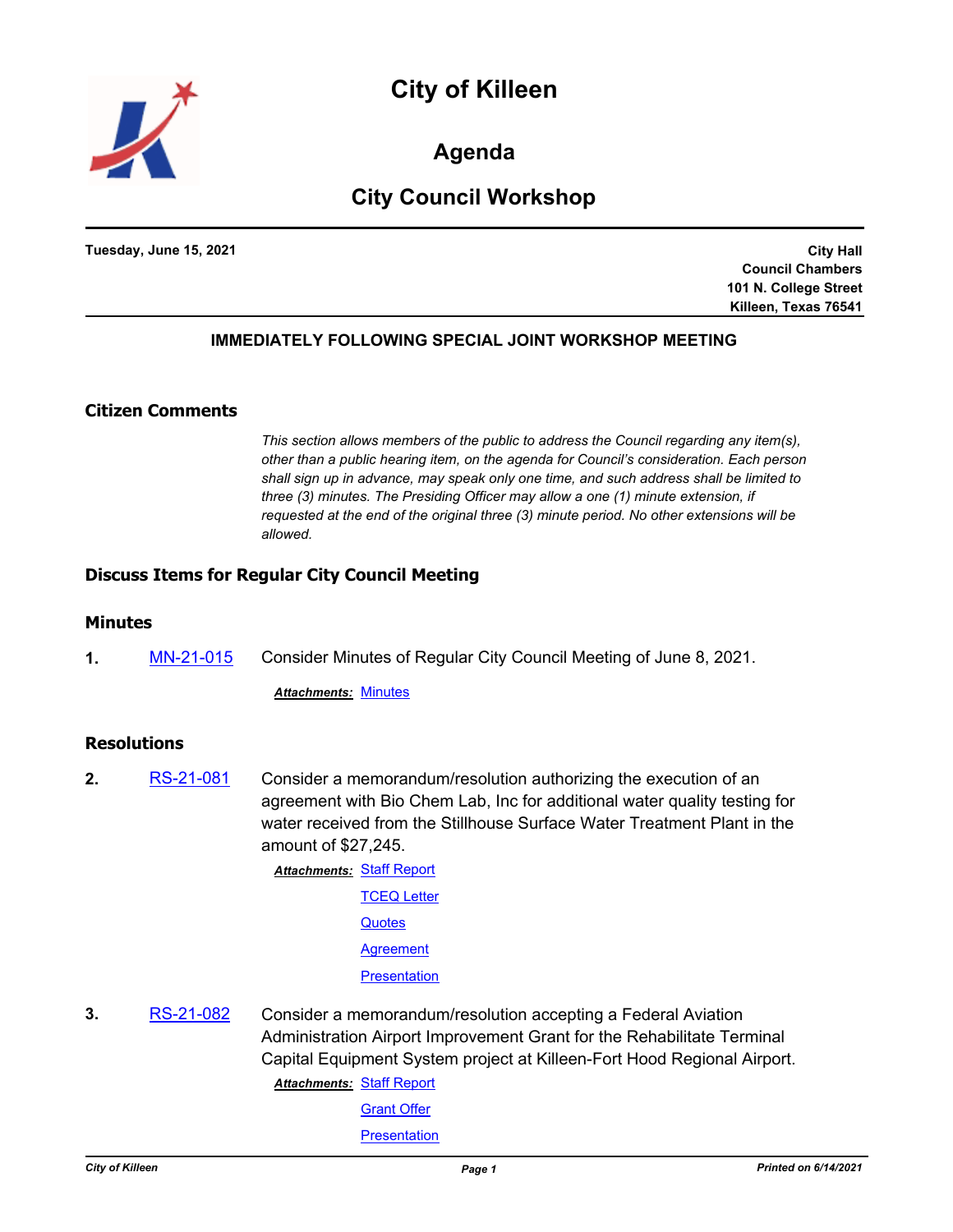# City of Killeen

## Agenda

## City Council Workshop

**Tuesday, June 15, 2021**

**City Hall**
**Council Chambers**
**101 N. College Street**
**Killeen, Texas 76541**

**IMMEDIATELY FOLLOWING SPECIAL JOINT WORKSHOP MEETING**

### Citizen Comments

*This section allows members of the public to address the Council regarding any item(s), other than a public hearing item, on the agenda for Council's consideration. Each person shall sign up in advance, may speak only one time, and such address shall be limited to three (3) minutes. The Presiding Officer may allow a one (1) minute extension, if requested at the end of the original three (3) minute period. No other extensions will be allowed.*

### Discuss Items for Regular City Council Meeting

### Minutes

**1.** MN-21-015 Consider Minutes of Regular City Council Meeting of June 8, 2021.

***Attachments:*** Minutes

### Resolutions

**2.** RS-21-081 Consider a memorandum/resolution authorizing the execution of an agreement with Bio Chem Lab, Inc for additional water quality testing for water received from the Stillhouse Surface Water Treatment Plant in the amount of $27,245.

***Attachments:*** Staff Report
TCEQ Letter
Quotes
Agreement
Presentation

**3.** RS-21-082 Consider a memorandum/resolution accepting a Federal Aviation Administration Airport Improvement Grant for the Rehabilitate Terminal Capital Equipment System project at Killeen-Fort Hood Regional Airport.

***Attachments:*** Staff Report
Grant Offer
Presentation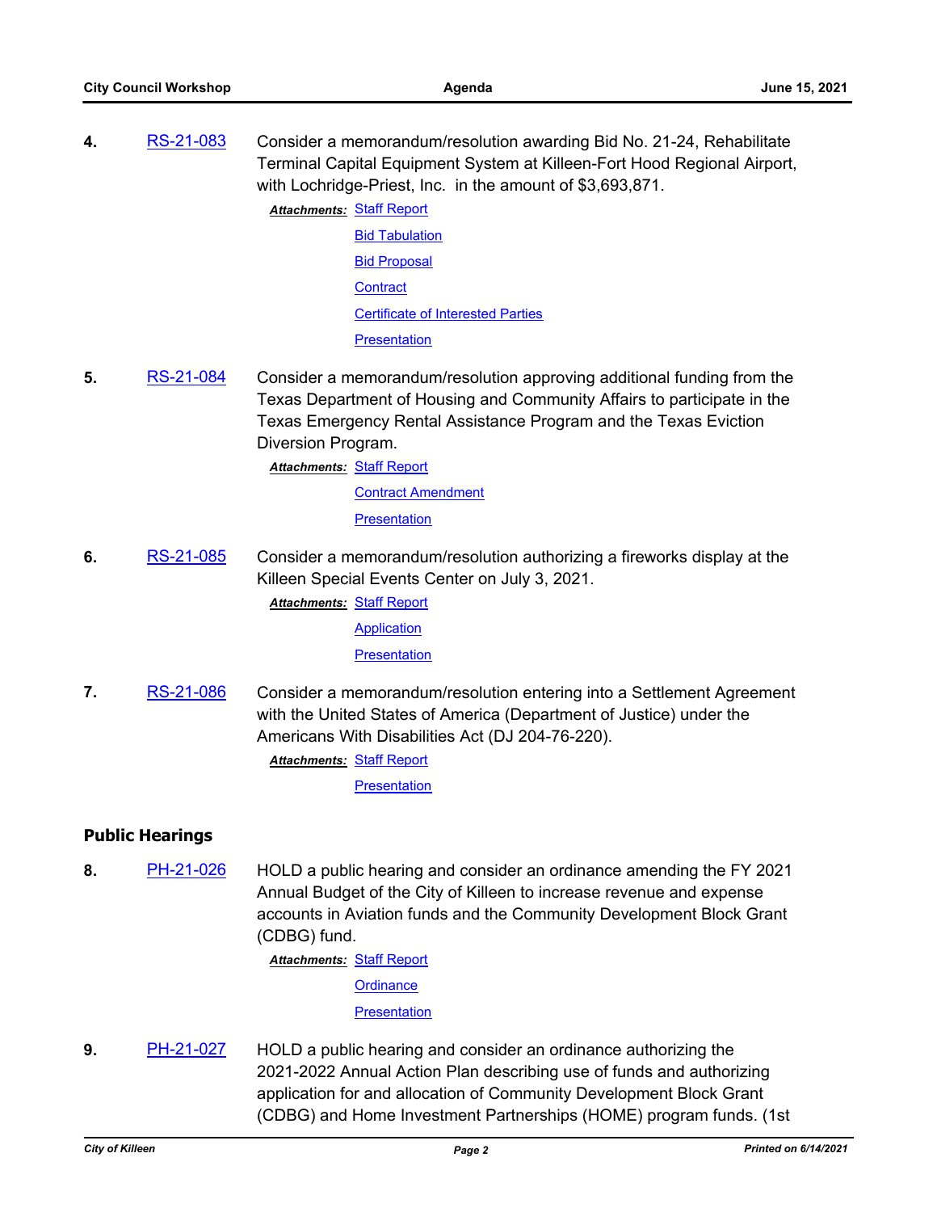**4.** RS-21-083 Consider a memorandum/resolution awarding Bid No. 21-24, Rehabilitate Terminal Capital Equipment System at Killeen-Fort Hood Regional Airport, with Lochridge-Priest, Inc. in the amount of $3,693,871.

***Attachments:*** Staff Report
Bid Tabulation
Bid Proposal
Contract
Certificate of Interested Parties
Presentation

**5.** RS-21-084 Consider a memorandum/resolution approving additional funding from the Texas Department of Housing and Community Affairs to participate in the Texas Emergency Rental Assistance Program and the Texas Eviction Diversion Program.

***Attachments:*** Staff Report
Contract Amendment
Presentation

**6.** RS-21-085 Consider a memorandum/resolution authorizing a fireworks display at the Killeen Special Events Center on July 3, 2021.

***Attachments:*** Staff Report
Application
Presentation

**7.** RS-21-086 Consider a memorandum/resolution entering into a Settlement Agreement with the United States of America (Department of Justice) under the Americans With Disabilities Act (DJ 204-76-220).

***Attachments:*** Staff Report
Presentation

## Public Hearings

**8.** PH-21-026 HOLD a public hearing and consider an ordinance amending the FY 2021 Annual Budget of the City of Killeen to increase revenue and expense accounts in Aviation funds and the Community Development Block Grant (CDBG) fund.

***Attachments:*** Staff Report
Ordinance
Presentation

**9.** PH-21-027 HOLD a public hearing and consider an ordinance authorizing the 2021-2022 Annual Action Plan describing use of funds and authorizing application for and allocation of Community Development Block Grant (CDBG) and Home Investment Partnerships (HOME) program funds. (1st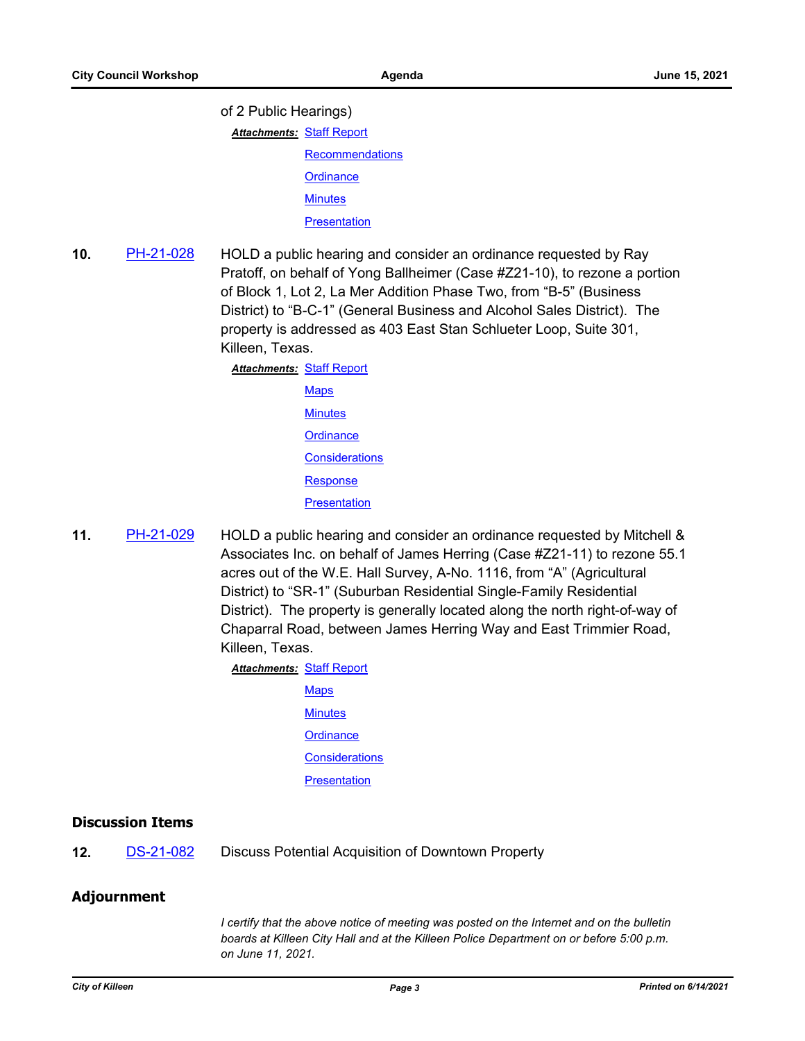of 2 Public Hearings)

***Attachments:*** Staff Report

Recommendations

Ordinance

Minutes

Presentation

**10.** PH-21-028 HOLD a public hearing and consider an ordinance requested by Ray Pratoff, on behalf of Yong Ballheimer (Case #Z21-10), to rezone a portion of Block 1, Lot 2, La Mer Addition Phase Two, from "B-5" (Business District) to "B-C-1" (General Business and Alcohol Sales District). The property is addressed as 403 East Stan Schlueter Loop, Suite 301, Killeen, Texas.

***Attachments:*** Staff Report

Maps

Minutes

Ordinance

Considerations

Response

Presentation

**11.** PH-21-029 HOLD a public hearing and consider an ordinance requested by Mitchell & Associates Inc. on behalf of James Herring (Case #Z21-11) to rezone 55.1 acres out of the W.E. Hall Survey, A-No. 1116, from "A" (Agricultural District) to "SR-1" (Suburban Residential Single-Family Residential District). The property is generally located along the north right-of-way of Chaparral Road, between James Herring Way and East Trimmier Road, Killeen, Texas.

***Attachments:*** Staff Report

Maps

Minutes

Ordinance

Considerations

Presentation

## Discussion Items

**12.** DS-21-082 Discuss Potential Acquisition of Downtown Property

## Adjournment

*I certify that the above notice of meeting was posted on the Internet and on the bulletin boards at Killeen City Hall and at the Killeen Police Department on or before 5:00 p.m. on June 11, 2021.*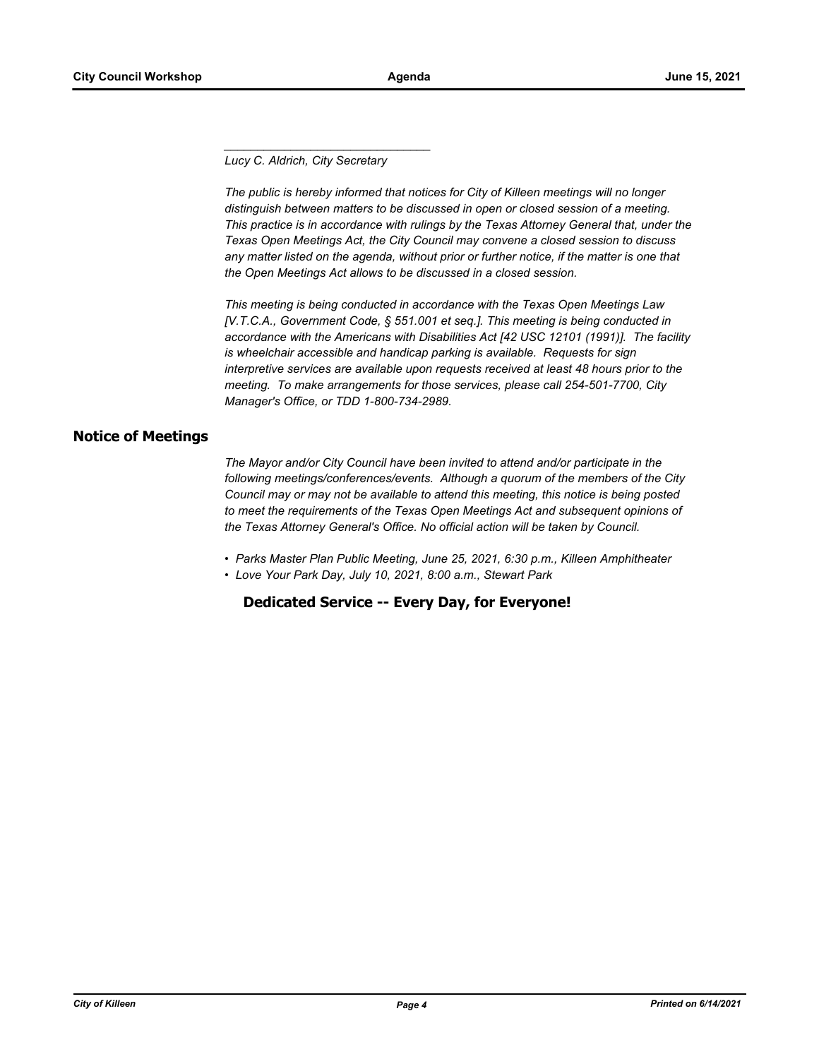\_\_\_\_\_\_\_\_\_\_\_\_\_\_\_\_\_\_\_\_\_\_\_\_\_\_\_\_\_\_\_\_

*Lucy C. Aldrich, City Secretary*

*The public is hereby informed that notices for City of Killeen meetings will no longer distinguish between matters to be discussed in open or closed session of a meeting. This practice is in accordance with rulings by the Texas Attorney General that, under the Texas Open Meetings Act, the City Council may convene a closed session to discuss any matter listed on the agenda, without prior or further notice, if the matter is one that the Open Meetings Act allows to be discussed in a closed session.*

*This meeting is being conducted in accordance with the Texas Open Meetings Law [V.T.C.A., Government Code, § 551.001 et seq.]. This meeting is being conducted in accordance with the Americans with Disabilities Act [42 USC 12101 (1991)]. The facility is wheelchair accessible and handicap parking is available. Requests for sign interpretive services are available upon requests received at least 48 hours prior to the meeting. To make arrangements for those services, please call 254-501-7700, City Manager's Office, or TDD 1-800-734-2989.*

## Notice of Meetings

*The Mayor and/or City Council have been invited to attend and/or participate in the following meetings/conferences/events. Although a quorum of the members of the City Council may or may not be available to attend this meeting, this notice is being posted to meet the requirements of the Texas Open Meetings Act and subsequent opinions of the Texas Attorney General's Office. No official action will be taken by Council.*

- *Parks Master Plan Public Meeting, June 25, 2021, 6:30 p.m., Killeen Amphitheater*
- *Love Your Park Day, July 10, 2021, 8:00 a.m., Stewart Park*

**Dedicated Service -- Every Day, for Everyone!**